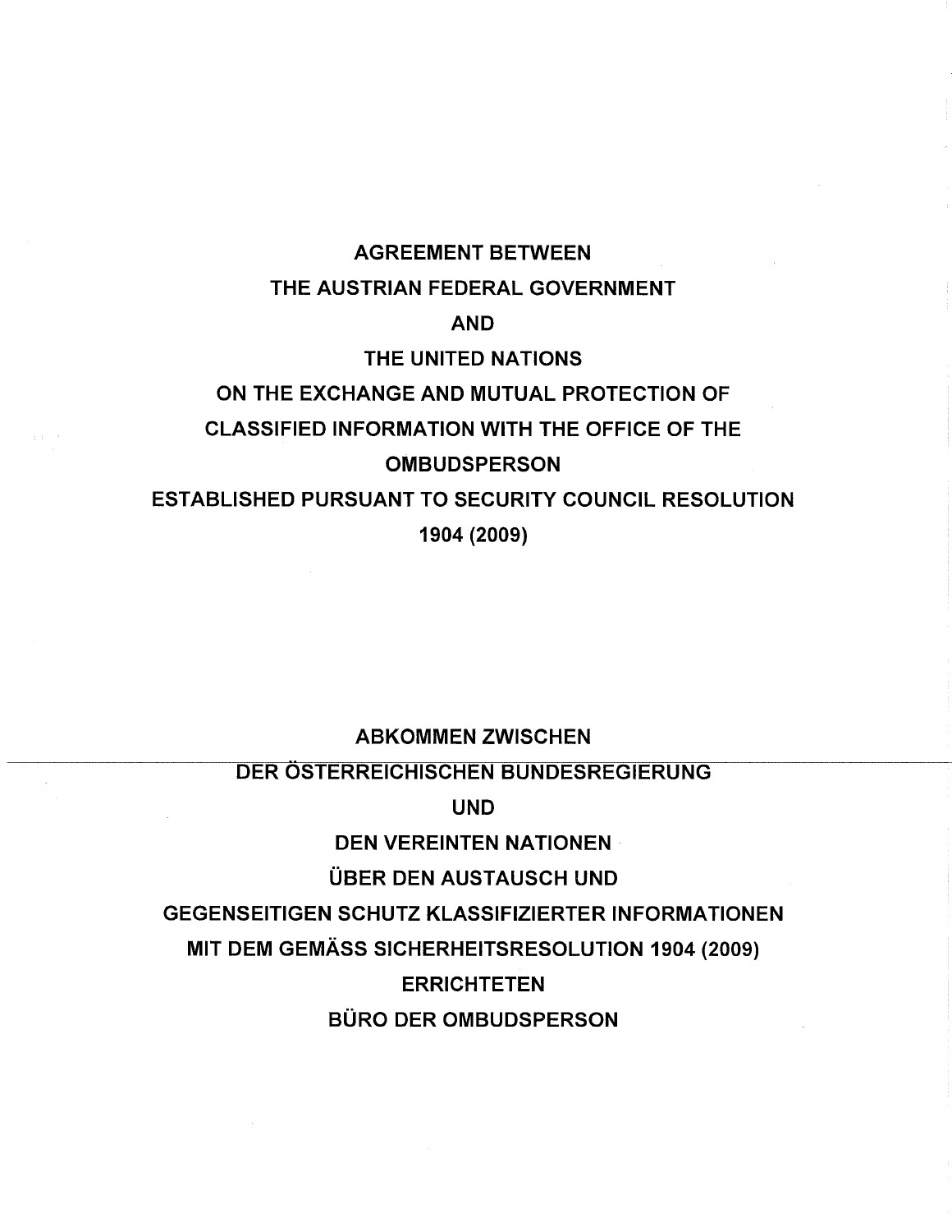# AGREEMENT BETWEEN
# THE AUSTRIAN FEDERAL GOVERNMENT
# AND
# THE UNITED NATIONS
# ON THE EXCHANGE AND MUTUAL PROTECTION OF CLASSIFIED INFORMATION WITH THE OFFICE OF THE OMBUDSPERSON
# ESTABLISHED PURSUANT TO SECURITY COUNCIL RESOLUTION 1904 (2009)

---

# ABKOMMEN ZWISCHEN
# DER ÖSTERREICHISCHEN BUNDESREGIERUNG
# UND
# DEN VEREINTEN NATIONEN
# ÜBER DEN AUSTAUSCH UND GEGENSEITIGEN SCHUTZ KLASSIFIZIERTER INFORMATIONEN
# MIT DEM GEMÄSS SICHERHEITSRESOLUTION 1904 (2009)
# ERRICHTETEN
# BÜRO DER OMBUDSPERSON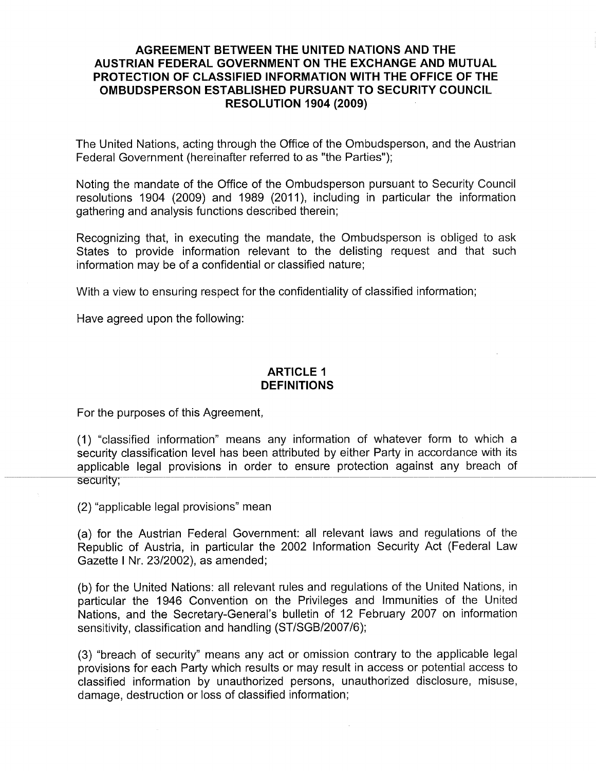# AGREEMENT BETWEEN THE UNITED NATIONS AND THE AUSTRIAN FEDERAL GOVERNMENT ON THE EXCHANGE AND MUTUAL PROTECTION OF CLASSIFIED INFORMATION WITH THE OFFICE OF THE OMBUDSPERSON ESTABLISHED PURSUANT TO SECURITY COUNCIL RESOLUTION 1904 (2009)

The United Nations, acting through the Office of the Ombudsperson, and the Austrian Federal Government (hereinafter referred to as "the Parties");

Noting the mandate of the Office of the Ombudsperson pursuant to Security Council resolutions 1904 (2009) and 1989 (2011), including in particular the information gathering and analysis functions described therein;

Recognizing that, in executing the mandate, the Ombudsperson is obliged to ask States to provide information relevant to the delisting request and that such information may be of a confidential or classified nature;

With a view to ensuring respect for the confidentiality of classified information;

Have agreed upon the following:

## ARTICLE 1
## DEFINITIONS

For the purposes of this Agreement,

(1) "classified information" means any information of whatever form to which a security classification level has been attributed by either Party in accordance with its applicable legal provisions in order to ensure protection against any breach of security;

(2) "applicable legal provisions" mean

(a) for the Austrian Federal Government: all relevant laws and regulations of the Republic of Austria, in particular the 2002 Information Security Act (Federal Law Gazette I Nr. 23/2002), as amended;

(b) for the United Nations: all relevant rules and regulations of the United Nations, in particular the 1946 Convention on the Privileges and Immunities of the United Nations, and the Secretary-General's bulletin of 12 February 2007 on information sensitivity, classification and handling (ST/SGB/2007/6);

(3) "breach of security" means any act or omission contrary to the applicable legal provisions for each Party which results or may result in access or potential access to classified information by unauthorized persons, unauthorized disclosure, misuse, damage, destruction or loss of classified information;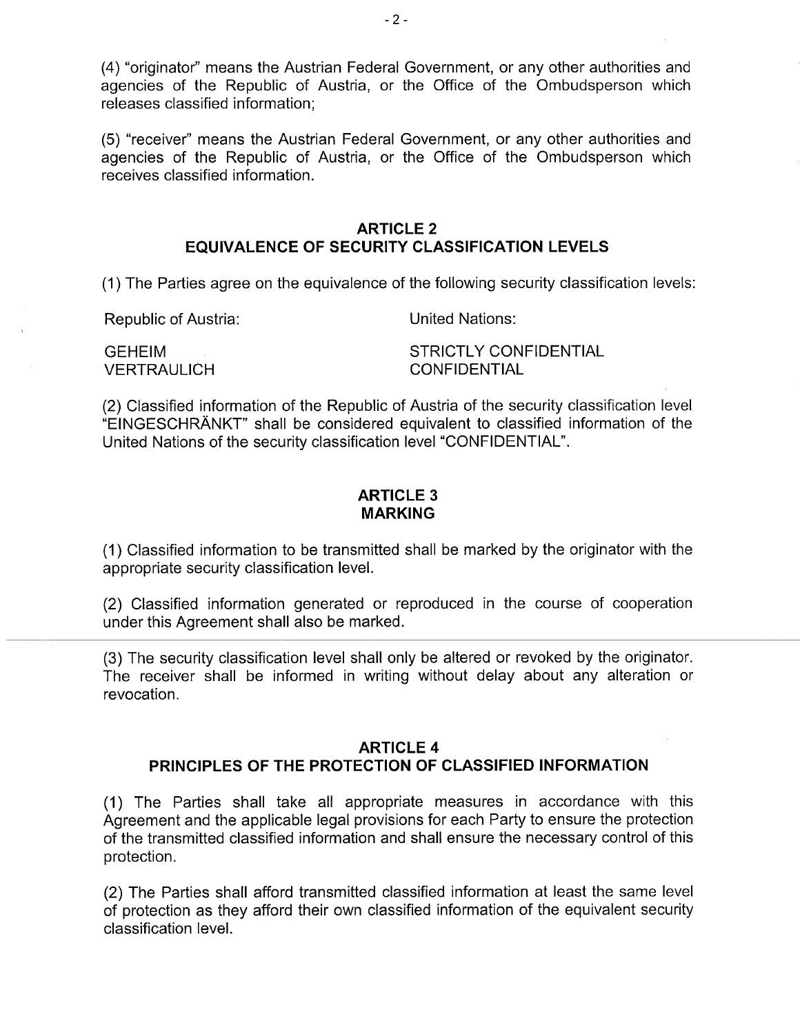(4) "originator" means the Austrian Federal Government, or any other authorities and agencies of the Republic of Austria, or the Office of the Ombudsperson which releases classified information;

(5) "receiver" means the Austrian Federal Government, or any other authorities and agencies of the Republic of Austria, or the Office of the Ombudsperson which receives classified information.

## ARTICLE 2
## EQUIVALENCE OF SECURITY CLASSIFICATION LEVELS

(1) The Parties agree on the equivalence of the following security classification levels:

| Republic of Austria: | United Nations: |
|---|---|
| GEHEIM | STRICTLY CONFIDENTIAL |
| VERTRAULICH | CONFIDENTIAL |

(2) Classified information of the Republic of Austria of the security classification level "EINGESCHRÄNKT" shall be considered equivalent to classified information of the United Nations of the security classification level "CONFIDENTIAL".

## ARTICLE 3
## MARKING

(1) Classified information to be transmitted shall be marked by the originator with the appropriate security classification level.

(2) Classified information generated or reproduced in the course of cooperation under this Agreement shall also be marked.

(3) The security classification level shall only be altered or revoked by the originator. The receiver shall be informed in writing without delay about any alteration or revocation.

## ARTICLE 4
## PRINCIPLES OF THE PROTECTION OF CLASSIFIED INFORMATION

(1) The Parties shall take all appropriate measures in accordance with this Agreement and the applicable legal provisions for each Party to ensure the protection of the transmitted classified information and shall ensure the necessary control of this protection.

(2) The Parties shall afford transmitted classified information at least the same level of protection as they afford their own classified information of the equivalent security classification level.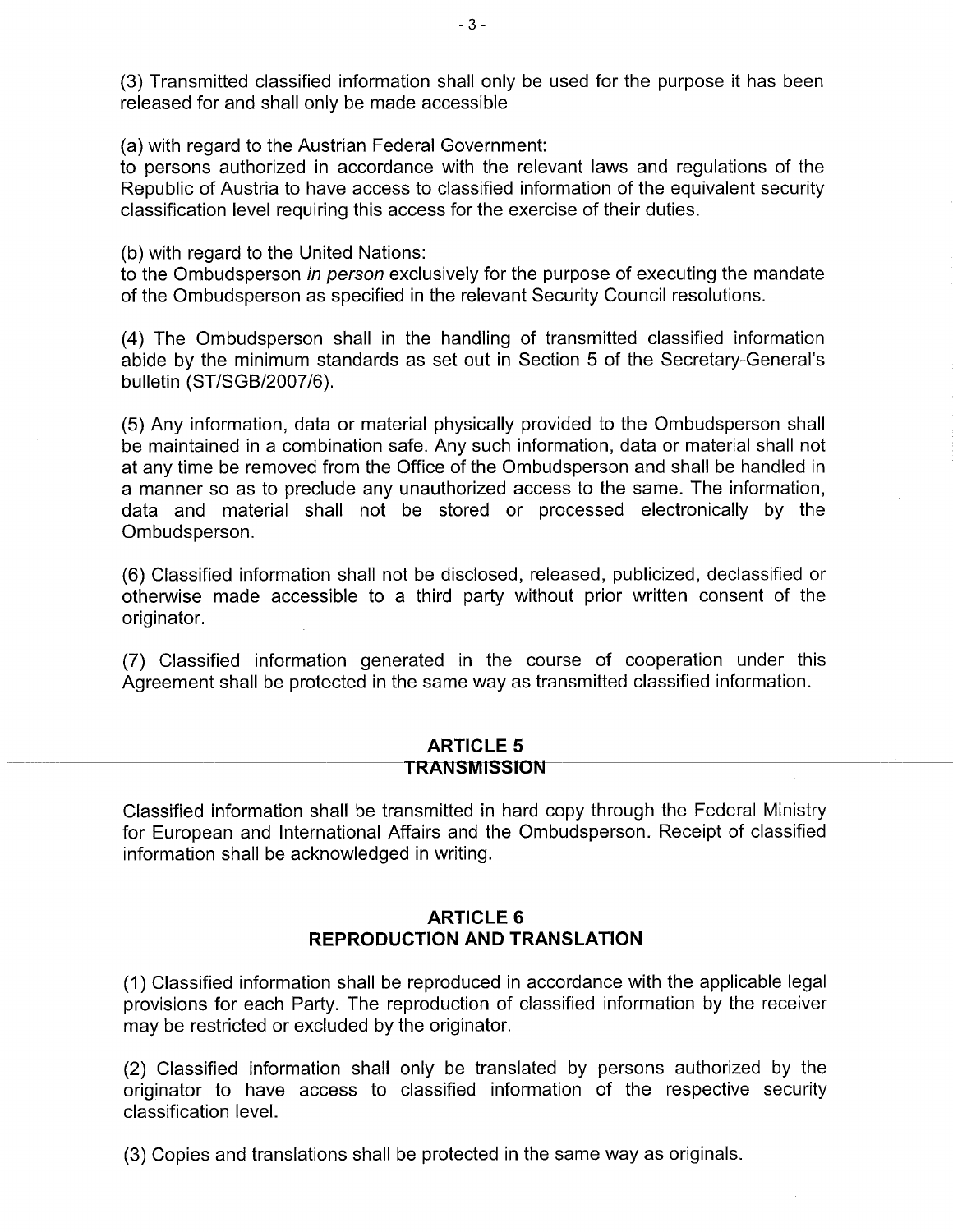(3) Transmitted classified information shall only be used for the purpose it has been released for and shall only be made accessible

(a) with regard to the Austrian Federal Government:
to persons authorized in accordance with the relevant laws and regulations of the Republic of Austria to have access to classified information of the equivalent security classification level requiring this access for the exercise of their duties.

(b) with regard to the United Nations:
to the Ombudsperson *in person* exclusively for the purpose of executing the mandate of the Ombudsperson as specified in the relevant Security Council resolutions.

(4) The Ombudsperson shall in the handling of transmitted classified information abide by the minimum standards as set out in Section 5 of the Secretary-General's bulletin (ST/SGB/2007/6).

(5) Any information, data or material physically provided to the Ombudsperson shall be maintained in a combination safe. Any such information, data or material shall not at any time be removed from the Office of the Ombudsperson and shall be handled in a manner so as to preclude any unauthorized access to the same. The information, data and material shall not be stored or processed electronically by the Ombudsperson.

(6) Classified information shall not be disclosed, released, publicized, declassified or otherwise made accessible to a third party without prior written consent of the originator.

(7) Classified information generated in the course of cooperation under this Agreement shall be protected in the same way as transmitted classified information.

## ARTICLE 5
## TRANSMISSION

Classified information shall be transmitted in hard copy through the Federal Ministry for European and International Affairs and the Ombudsperson. Receipt of classified information shall be acknowledged in writing.

## ARTICLE 6
## REPRODUCTION AND TRANSLATION

(1) Classified information shall be reproduced in accordance with the applicable legal provisions for each Party. The reproduction of classified information by the receiver may be restricted or excluded by the originator.

(2) Classified information shall only be translated by persons authorized by the originator to have access to classified information of the respective security classification level.

(3) Copies and translations shall be protected in the same way as originals.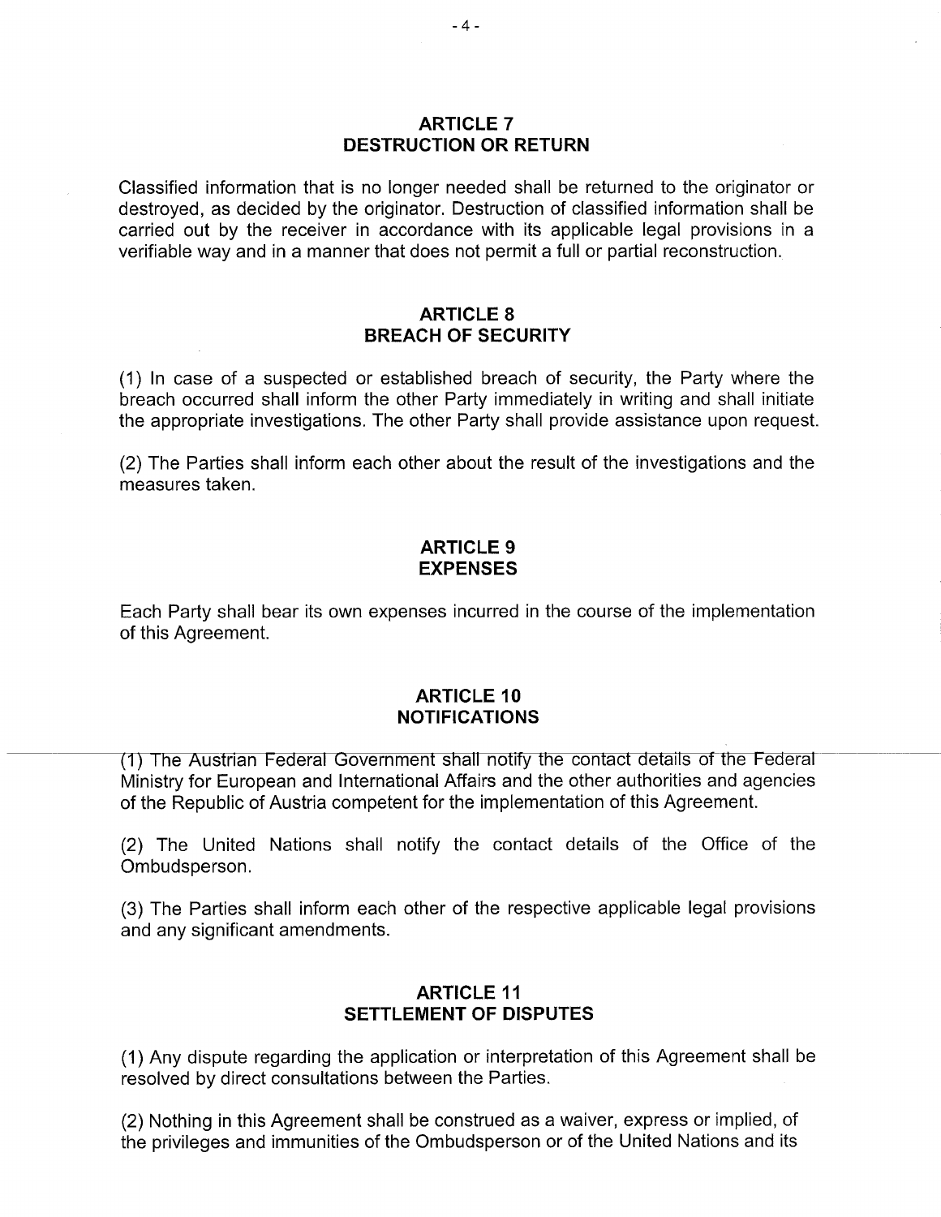## ARTICLE 7
## DESTRUCTION OR RETURN

Classified information that is no longer needed shall be returned to the originator or destroyed, as decided by the originator. Destruction of classified information shall be carried out by the receiver in accordance with its applicable legal provisions in a verifiable way and in a manner that does not permit a full or partial reconstruction.

## ARTICLE 8
## BREACH OF SECURITY

(1) In case of a suspected or established breach of security, the Party where the breach occurred shall inform the other Party immediately in writing and shall initiate the appropriate investigations. The other Party shall provide assistance upon request.

(2) The Parties shall inform each other about the result of the investigations and the measures taken.

## ARTICLE 9
## EXPENSES

Each Party shall bear its own expenses incurred in the course of the implementation of this Agreement.

## ARTICLE 10
## NOTIFICATIONS

(1) The Austrian Federal Government shall notify the contact details of the Federal Ministry for European and International Affairs and the other authorities and agencies of the Republic of Austria competent for the implementation of this Agreement.

(2) The United Nations shall notify the contact details of the Office of the Ombudsperson.

(3) The Parties shall inform each other of the respective applicable legal provisions and any significant amendments.

## ARTICLE 11
## SETTLEMENT OF DISPUTES

(1) Any dispute regarding the application or interpretation of this Agreement shall be resolved by direct consultations between the Parties.

(2) Nothing in this Agreement shall be construed as a waiver, express or implied, of the privileges and immunities of the Ombudsperson or of the United Nations and its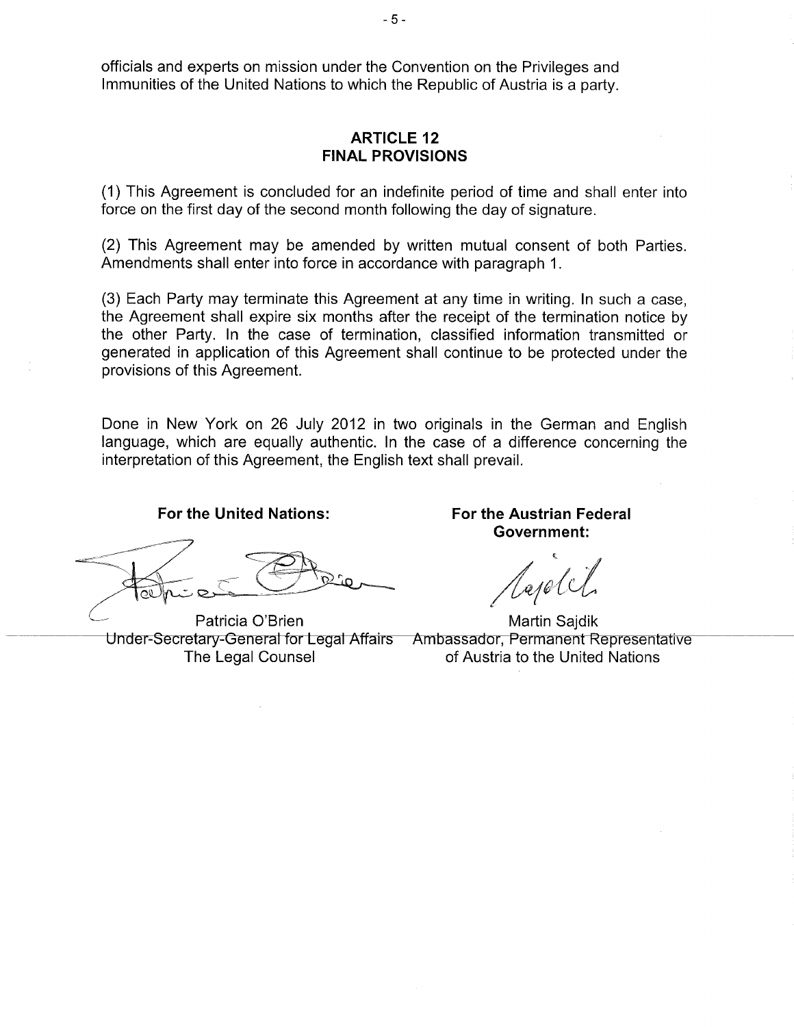officials and experts on mission under the Convention on the Privileges and Immunities of the United Nations to which the Republic of Austria is a party.

## ARTICLE 12
## FINAL PROVISIONS

(1) This Agreement is concluded for an indefinite period of time and shall enter into force on the first day of the second month following the day of signature.

(2) This Agreement may be amended by written mutual consent of both Parties. Amendments shall enter into force in accordance with paragraph 1.

(3) Each Party may terminate this Agreement at any time in writing. In such a case, the Agreement shall expire six months after the receipt of the termination notice by the other Party. In the case of termination, classified information transmitted or generated in application of this Agreement shall continue to be protected under the provisions of this Agreement.

Done in New York on 26 July 2012 in two originals in the German and English language, which are equally authentic. In the case of a difference concerning the interpretation of this Agreement, the English text shall prevail.

| **For the United Nations:** | **For the Austrian Federal Government:** |
|---|---|
| Patricia O'Brien | Martin Sajdik |
| Under-Secretary-General for Legal Affairs | Ambassador, Permanent Representative |
| The Legal Counsel | of Austria to the United Nations |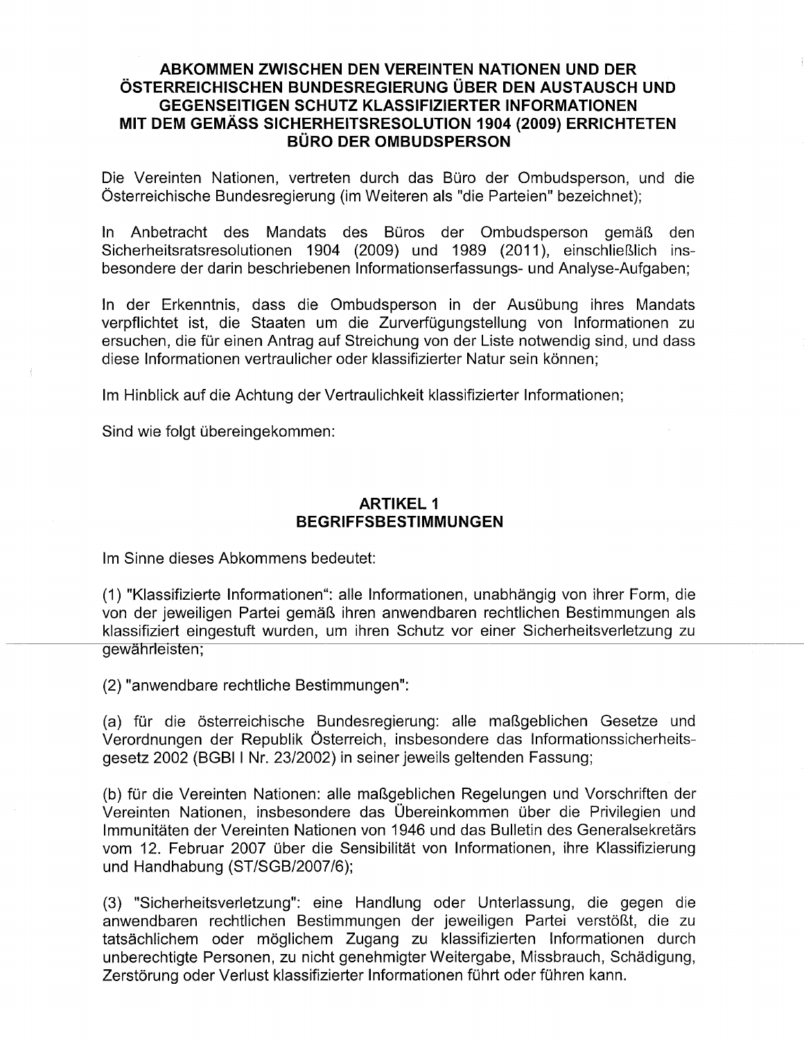# ABKOMMEN ZWISCHEN DEN VEREINTEN NATIONEN UND DER ÖSTERREICHISCHEN BUNDESREGIERUNG ÜBER DEN AUSTAUSCH UND GEGENSEITIGEN SCHUTZ KLASSIFIZIERTER INFORMATIONEN MIT DEM GEMÄSS SICHERHEITSRESOLUTION 1904 (2009) ERRICHTETEN BÜRO DER OMBUDSPERSON

Die Vereinten Nationen, vertreten durch das Büro der Ombudsperson, und die Österreichische Bundesregierung (im Weiteren als "die Parteien" bezeichnet);

In Anbetracht des Mandats des Büros der Ombudsperson gemäß den Sicherheitsratsresolutionen 1904 (2009) und 1989 (2011), einschließlich insbesondere der darin beschriebenen Informationserfassungs- und Analyse-Aufgaben;

In der Erkenntnis, dass die Ombudsperson in der Ausübung ihres Mandats verpflichtet ist, die Staaten um die Zurverfügungstellung von Informationen zu ersuchen, die für einen Antrag auf Streichung von der Liste notwendig sind, und dass diese Informationen vertraulicher oder klassifizierter Natur sein können;

Im Hinblick auf die Achtung der Vertraulichkeit klassifizierter Informationen;

Sind wie folgt übereingekommen:

## ARTIKEL 1
## BEGRIFFSBESTIMMUNGEN

Im Sinne dieses Abkommens bedeutet:

(1) "Klassifizierte Informationen": alle Informationen, unabhängig von ihrer Form, die von der jeweiligen Partei gemäß ihren anwendbaren rechtlichen Bestimmungen als klassifiziert eingestuft wurden, um ihren Schutz vor einer Sicherheitsverletzung zu gewährleisten;

(2) "anwendbare rechtliche Bestimmungen":

(a) für die österreichische Bundesregierung: alle maßgeblichen Gesetze und Verordnungen der Republik Österreich, insbesondere das Informationssicherheitsgesetz 2002 (BGBl I Nr. 23/2002) in seiner jeweils geltenden Fassung;

(b) für die Vereinten Nationen: alle maßgeblichen Regelungen und Vorschriften der Vereinten Nationen, insbesondere das Übereinkommen über die Privilegien und Immunitäten der Vereinten Nationen von 1946 und das Bulletin des Generalsekretärs vom 12. Februar 2007 über die Sensibilität von Informationen, ihre Klassifizierung und Handhabung (ST/SGB/2007/6);

(3) "Sicherheitsverletzung": eine Handlung oder Unterlassung, die gegen die anwendbaren rechtlichen Bestimmungen der jeweiligen Partei verstößt, die zu tatsächlichem oder möglichem Zugang zu klassifizierten Informationen durch unberechtigte Personen, zu nicht genehmigter Weitergabe, Missbrauch, Schädigung, Zerstörung oder Verlust klassifizierter Informationen führt oder führen kann.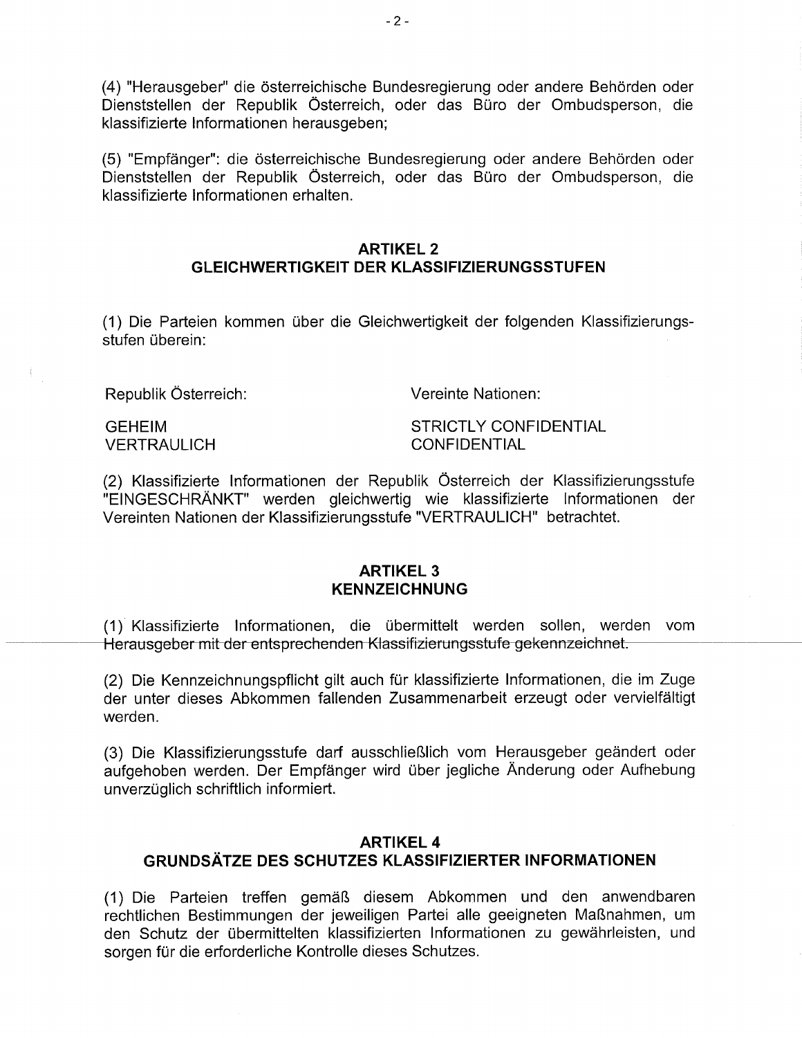(4) "Herausgeber" die österreichische Bundesregierung oder andere Behörden oder Dienststellen der Republik Österreich, oder das Büro der Ombudsperson, die klassifizierte Informationen herausgeben;

(5) "Empfänger": die österreichische Bundesregierung oder andere Behörden oder Dienststellen der Republik Österreich, oder das Büro der Ombudsperson, die klassifizierte Informationen erhalten.

## ARTIKEL 2
## GLEICHWERTIGKEIT DER KLASSIFIZIERUNGSSTUFEN

(1) Die Parteien kommen über die Gleichwertigkeit der folgenden Klassifizierungsstufen überein:

| Republik Österreich: | Vereinte Nationen: |
|---|---|
| GEHEIM | STRICTLY CONFIDENTIAL |
| VERTRAULICH | CONFIDENTIAL |

(2) Klassifizierte Informationen der Republik Österreich der Klassifizierungsstufe "EINGESCHRÄNKT" werden gleichwertig wie klassifizierte Informationen der Vereinten Nationen der Klassifizierungsstufe "VERTRAULICH" betrachtet.

## ARTIKEL 3
## KENNZEICHNUNG

(1) Klassifizierte Informationen, die übermittelt werden sollen, werden vom Herausgeber mit der entsprechenden Klassifizierungsstufe gekennzeichnet.

(2) Die Kennzeichnungspflicht gilt auch für klassifizierte Informationen, die im Zuge der unter dieses Abkommen fallenden Zusammenarbeit erzeugt oder vervielfältigt werden.

(3) Die Klassifizierungsstufe darf ausschließlich vom Herausgeber geändert oder aufgehoben werden. Der Empfänger wird über jegliche Änderung oder Aufhebung unverzüglich schriftlich informiert.

## ARTIKEL 4
## GRUNDSÄTZE DES SCHUTZES KLASSIFIZIERTER INFORMATIONEN

(1) Die Parteien treffen gemäß diesem Abkommen und den anwendbaren rechtlichen Bestimmungen der jeweiligen Partei alle geeigneten Maßnahmen, um den Schutz der übermittelten klassifizierten Informationen zu gewährleisten, und sorgen für die erforderliche Kontrolle dieses Schutzes.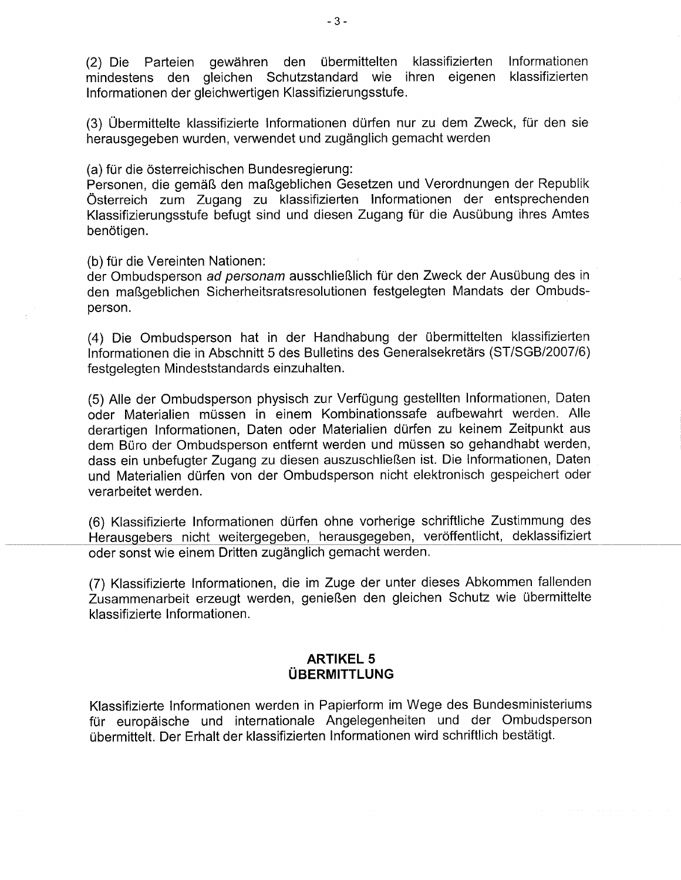(2) Die Parteien gewähren den übermittelten klassifizierten Informationen mindestens den gleichen Schutzstandard wie ihren eigenen klassifizierten Informationen der gleichwertigen Klassifizierungsstufe.

(3) Übermittelte klassifizierte Informationen dürfen nur zu dem Zweck, für den sie herausgegeben wurden, verwendet und zugänglich gemacht werden

(a) für die österreichischen Bundesregierung:
Personen, die gemäß den maßgeblichen Gesetzen und Verordnungen der Republik Österreich zum Zugang zu klassifizierten Informationen der entsprechenden Klassifizierungsstufe befugt sind und diesen Zugang für die Ausübung ihres Amtes benötigen.

(b) für die Vereinten Nationen:
der Ombudsperson *ad personam* ausschließlich für den Zweck der Ausübung des in den maßgeblichen Sicherheitsratsresolutionen festgelegten Mandats der Ombudsperson.

(4) Die Ombudsperson hat in der Handhabung der übermittelten klassifizierten Informationen die in Abschnitt 5 des Bulletins des Generalsekretärs (ST/SGB/2007/6) festgelegten Mindeststandards einzuhalten.

(5) Alle der Ombudsperson physisch zur Verfügung gestellten Informationen, Daten oder Materialien müssen in einem Kombinationssafe aufbewahrt werden. Alle derartigen Informationen, Daten oder Materialien dürfen zu keinem Zeitpunkt aus dem Büro der Ombudsperson entfernt werden und müssen so gehandhabt werden, dass ein unbefugter Zugang zu diesen auszuschließen ist. Die Informationen, Daten und Materialien dürfen von der Ombudsperson nicht elektronisch gespeichert oder verarbeitet werden.

(6) Klassifizierte Informationen dürfen ohne vorherige schriftliche Zustimmung des Herausgebers nicht weitergegeben, herausgegeben, veröffentlicht, deklassifiziert oder sonst wie einem Dritten zugänglich gemacht werden.

(7) Klassifizierte Informationen, die im Zuge der unter dieses Abkommen fallenden Zusammenarbeit erzeugt werden, genießen den gleichen Schutz wie übermittelte klassifizierte Informationen.

## ARTIKEL 5
## ÜBERMITTLUNG

Klassifizierte Informationen werden in Papierform im Wege des Bundesministeriums für europäische und internationale Angelegenheiten und der Ombudsperson übermittelt. Der Erhalt der klassifizierten Informationen wird schriftlich bestätigt.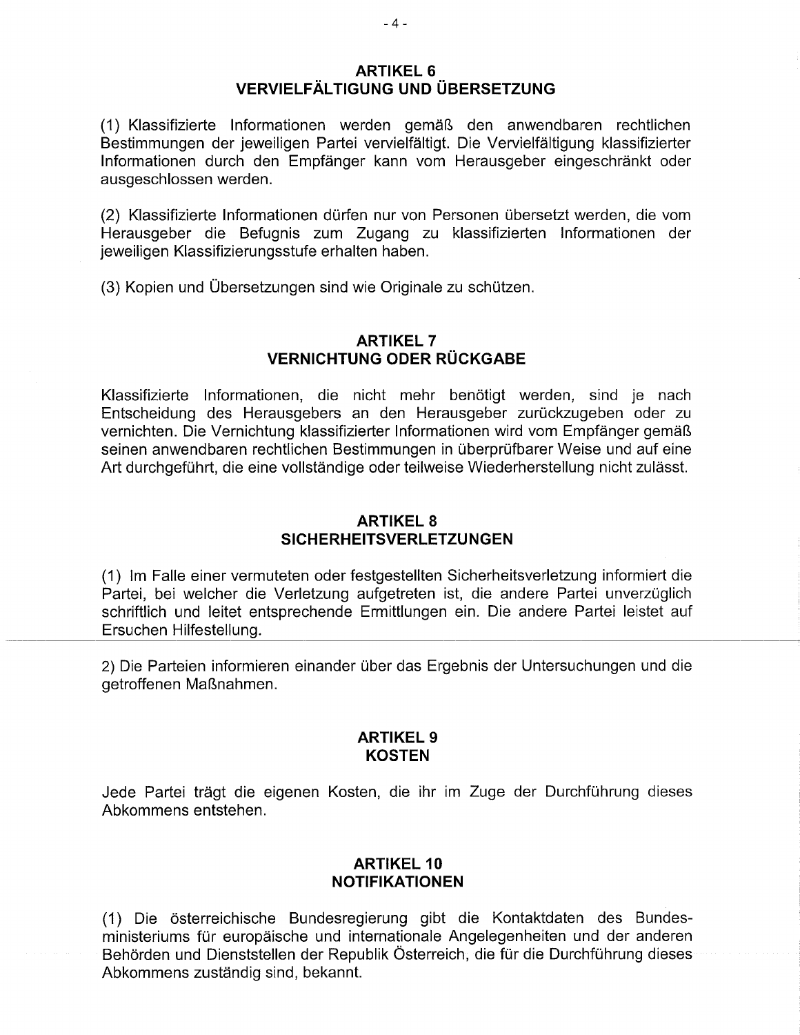## ARTIKEL 6
## VERVIELFÄLTIGUNG UND ÜBERSETZUNG

(1) Klassifizierte Informationen werden gemäß den anwendbaren rechtlichen Bestimmungen der jeweiligen Partei vervielfältigt. Die Vervielfältigung klassifizierter Informationen durch den Empfänger kann vom Herausgeber eingeschränkt oder ausgeschlossen werden.

(2) Klassifizierte Informationen dürfen nur von Personen übersetzt werden, die vom Herausgeber die Befugnis zum Zugang zu klassifizierten Informationen der jeweiligen Klassifizierungsstufe erhalten haben.

(3) Kopien und Übersetzungen sind wie Originale zu schützen.

## ARTIKEL 7
## VERNICHTUNG ODER RÜCKGABE

Klassifizierte Informationen, die nicht mehr benötigt werden, sind je nach Entscheidung des Herausgebers an den Herausgeber zurückzugeben oder zu vernichten. Die Vernichtung klassifizierter Informationen wird vom Empfänger gemäß seinen anwendbaren rechtlichen Bestimmungen in überprüfbarer Weise und auf eine Art durchgeführt, die eine vollständige oder teilweise Wiederherstellung nicht zulässt.

## ARTIKEL 8
## SICHERHEITSVERLETZUNGEN

(1) Im Falle einer vermuteten oder festgestellten Sicherheitsverletzung informiert die Partei, bei welcher die Verletzung aufgetreten ist, die andere Partei unverzüglich schriftlich und leitet entsprechende Ermittlungen ein. Die andere Partei leistet auf Ersuchen Hilfestellung.

2) Die Parteien informieren einander über das Ergebnis der Untersuchungen und die getroffenen Maßnahmen.

## ARTIKEL 9
## KOSTEN

Jede Partei trägt die eigenen Kosten, die ihr im Zuge der Durchführung dieses Abkommens entstehen.

## ARTIKEL 10
## NOTIFIKATIONEN

(1) Die österreichische Bundesregierung gibt die Kontaktdaten des Bundesministeriums für europäische und internationale Angelegenheiten und der anderen Behörden und Dienststellen der Republik Österreich, die für die Durchführung dieses Abkommens zuständig sind, bekannt.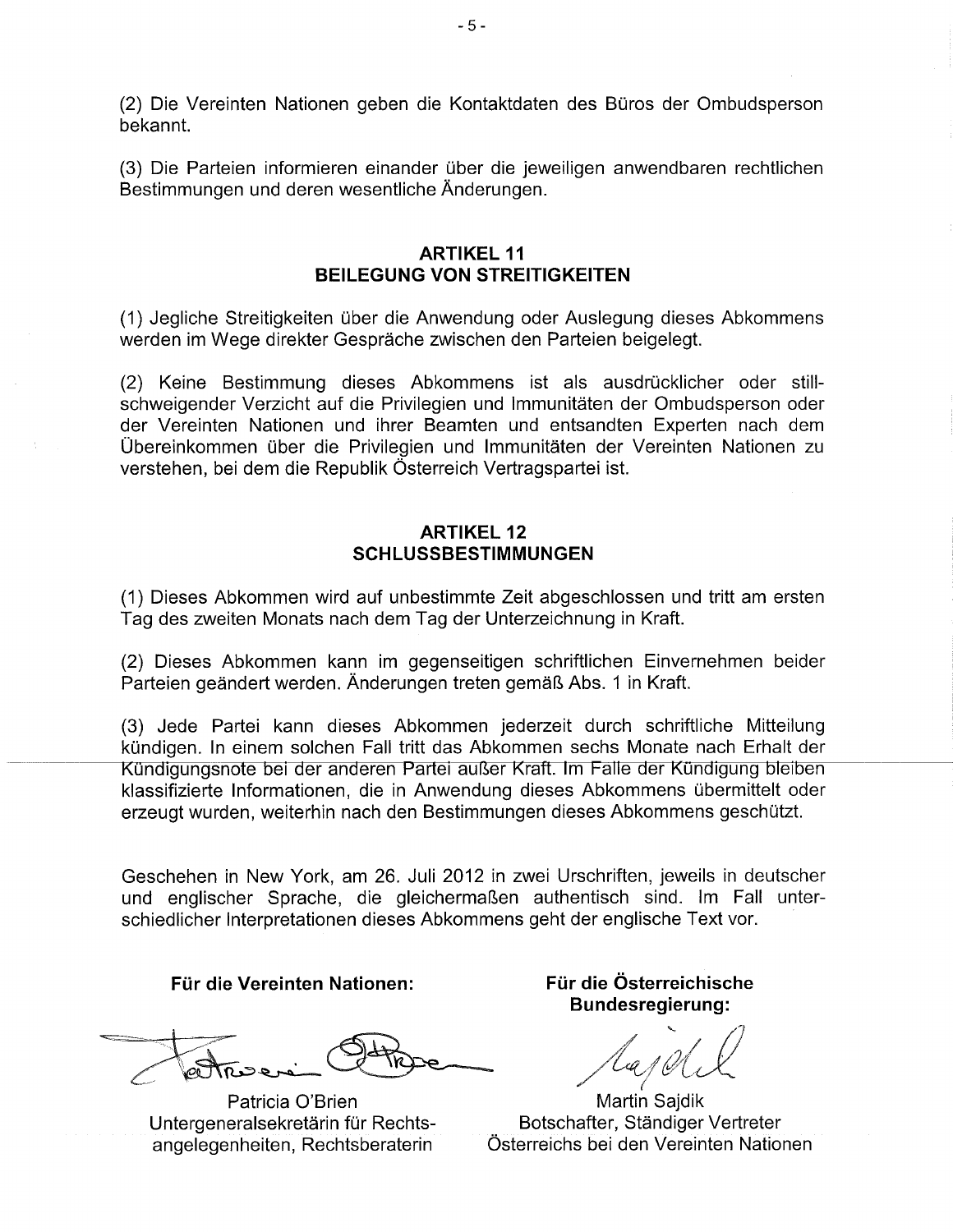(2) Die Vereinten Nationen geben die Kontaktdaten des Büros der Ombudsperson bekannt.

(3) Die Parteien informieren einander über die jeweiligen anwendbaren rechtlichen Bestimmungen und deren wesentliche Änderungen.

## ARTIKEL 11
## BEILEGUNG VON STREITIGKEITEN

(1) Jegliche Streitigkeiten über die Anwendung oder Auslegung dieses Abkommens werden im Wege direkter Gespräche zwischen den Parteien beigelegt.

(2) Keine Bestimmung dieses Abkommens ist als ausdrücklicher oder stillschweigender Verzicht auf die Privilegien und Immunitäten der Ombudsperson oder der Vereinten Nationen und ihrer Beamten und entsandten Experten nach dem Übereinkommen über die Privilegien und Immunitäten der Vereinten Nationen zu verstehen, bei dem die Republik Österreich Vertragspartei ist.

## ARTIKEL 12
## SCHLUSSBESTIMMUNGEN

(1) Dieses Abkommen wird auf unbestimmte Zeit abgeschlossen und tritt am ersten Tag des zweiten Monats nach dem Tag der Unterzeichnung in Kraft.

(2) Dieses Abkommen kann im gegenseitigen schriftlichen Einvernehmen beider Parteien geändert werden. Änderungen treten gemäß Abs. 1 in Kraft.

(3) Jede Partei kann dieses Abkommen jederzeit durch schriftliche Mitteilung kündigen. In einem solchen Fall tritt das Abkommen sechs Monate nach Erhalt der Kündigungsnote bei der anderen Partei außer Kraft. Im Falle der Kündigung bleiben klassifizierte Informationen, die in Anwendung dieses Abkommens übermittelt oder erzeugt wurden, weiterhin nach den Bestimmungen dieses Abkommens geschützt.

Geschehen in New York, am 26. Juli 2012 in zwei Urschriften, jeweils in deutscher und englischer Sprache, die gleichermaßen authentisch sind. Im Fall unterschiedlicher Interpretationen dieses Abkommens geht der englische Text vor.

| **Für die Vereinten Nationen:** | **Für die Österreichische Bundesregierung:** |
|---|---|
| Patricia O'Brien<br>Untergeneralsekretärin für Rechtsangelegenheiten, Rechtsberaterin | Martin Sajdik<br>Botschafter, Ständiger Vertreter Österreichs bei den Vereinten Nationen |